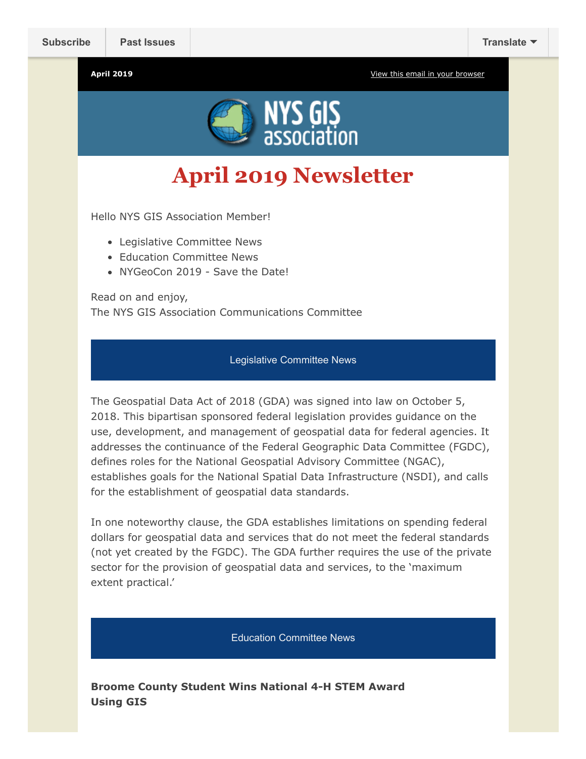Subscribe | Past Issues | Translate

April 2019 | View this email in your browser

NYS GIS association

# April 2019 Newsletter

Hello NYS GIS Association Member!

- Legislative Committee News
- Education Committee News
- NYGeoCon 2019 - Save the Date!

Read on and enjoy,
The NYS GIS Association Communications Committee

## Legislative Committee News

The Geospatial Data Act of 2018 (GDA) was signed into law on October 5, 2018. This bipartisan sponsored federal legislation provides guidance on the use, development, and management of geospatial data for federal agencies. It addresses the continuance of the Federal Geographic Data Committee (FGDC), defines roles for the National Geospatial Advisory Committee (NGAC), establishes goals for the National Spatial Data Infrastructure (NSDI), and calls for the establishment of geospatial data standards.

In one noteworthy clause, the GDA establishes limitations on spending federal dollars for geospatial data and services that do not meet the federal standards (not yet created by the FGDC). The GDA further requires the use of the private sector for the provision of geospatial data and services, to the 'maximum extent practical.'

## Education Committee News

**Broome County Student Wins National 4-H STEM Award Using GIS**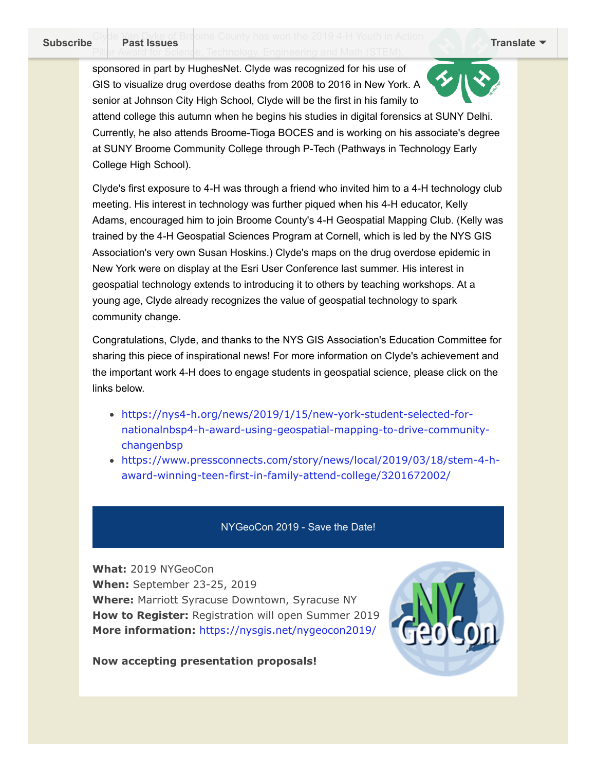Clyde Van Dyke of Broome County has won the 2019 4-H Youth in Action Pillar Award for Science, Technology, Engineering and Math (STEM), sponsored in part by HughesNet. Clyde was recognized for his use of GIS to visualize drug overdose deaths from 2008 to 2016 in New York. A senior at Johnson City High School, Clyde will be the first in his family to attend college this autumn when he begins his studies in digital forensics at SUNY Delhi. Currently, he also attends Broome-Tioga BOCES and is working on his associate's degree at SUNY Broome Community College through P-Tech (Pathways in Technology Early College High School).

Clyde's first exposure to 4-H was through a friend who invited him to a 4-H technology club meeting. His interest in technology was further piqued when his 4-H educator, Kelly Adams, encouraged him to join Broome County's 4-H Geospatial Mapping Club. (Kelly was trained by the 4-H Geospatial Sciences Program at Cornell, which is led by the NYS GIS Association's very own Susan Hoskins.) Clyde's maps on the drug overdose epidemic in New York were on display at the Esri User Conference last summer. His interest in geospatial technology extends to introducing it to others by teaching workshops. At a young age, Clyde already recognizes the value of geospatial technology to spark community change.

Congratulations, Clyde, and thanks to the NYS GIS Association's Education Committee for sharing this piece of inspirational news! For more information on Clyde's achievement and the important work 4-H does to engage students in geospatial science, please click on the links below.

- https://nys4-h.org/news/2019/1/15/new-york-student-selected-for-nationalnbsp4-h-award-using-geospatial-mapping-to-drive-community-changenbsp
- https://www.pressconnects.com/story/news/local/2019/03/18/stem-4-h-award-winning-teen-first-in-family-attend-college/3201672002/

## NYGeoCon 2019 - Save the Date!

**What:** 2019 NYGeoCon
**When:** September 23-25, 2019
**Where:** Marriott Syracuse Downtown, Syracuse NY
**How to Register:** Registration will open Summer 2019
**More information:** https://nysgis.net/nygeocon2019/

**Now accepting presentation proposals!**